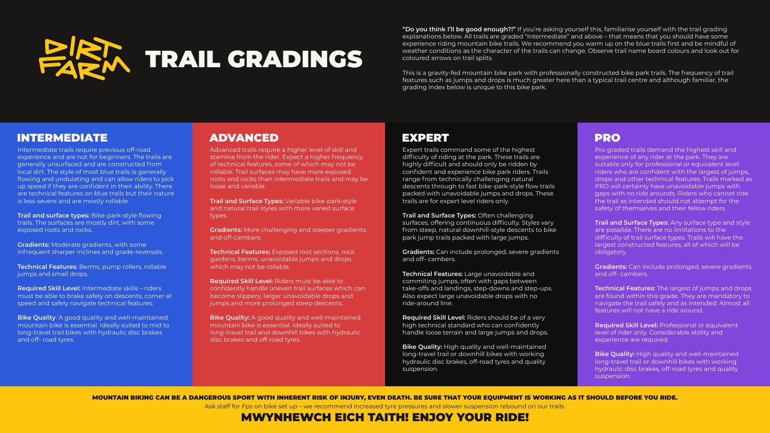# DIRT FARM TRAIL GRADINGS

**"Do you think I'll be good enough?!"** If you're asking yourself this, familiarise yourself with the trail grading explanations below. All trails are graded "Intermediate" and above – that means that you should have some experience riding mountain bike trails. We recommend you warm up on the blue trails first and be mindful of weather conditions as the character of the trails can change. Observe trail name board colours and look out for coloured arrows on trail splits.

This is a gravity-fed mountain bike park with professionally constructed bike park trails. The frequency of trail features such as jumps and drops is much greater here than a typical trail centre and although familiar, the grading index below is unique to this bike park.

## INTERMEDIATE

Intermediate trails require previous off-road experience and are not for beginners. The trails are generally unsurfaced and are constructed from local dirt. The style of most blue trails is generally flowing and undulating and can allow riders to pick up speed if they are confident in their ability. There are technical features on blue trails but their nature is less-severe and are mostly rollable.

**Trail and surface types:** Bike-park-style flowing trails. The surfaces are mostly dirt, with some exposed roots and rocks.

**Gradients:** Moderate gradients, with some infrequent sharper inclines and grade-reversals.

**Technical Features**: Berms, pump rollers, rollable jumps and small drops.

**Required Skill Level:** Intermediate skills – riders must be able to brake safely on descents, corner at speed and safely navigate technical features.

**Bike Quality**: A good quality and well-maintained mountain bike is essential. Ideally suited to mid to long-travel trail bikes with hydraulic disc brakes and off- road tyres.

## ADVANCED

Advanced trails require a higher level of skill and stamina from the rider. Expect a higher frequency of technical features, some of which may not be rollable. Trail surfaces may have more exposed roots and rocks than intermediate trails and may be loose and variable.

**Trail and Surface Types:** Variable bike-park-style and natural trail styles with more varied surface types.

**Gradients:** More challenging and steeper gradients and off-cambers.

**Technical Features:** Exposed root sections, rock gardens, berms, unavoidable jumps and drops which may not be rollable.

**Required Skill Level:** Riders must be able to confidently handle uneven trail surfaces which can become slippery, larger unavoidable drops and jumps and more prolonged steep descents.

**Bike Quality:** A good quality and well-maintained mountain bike is essential. Ideally suited to long-travel trail and downhill bikes with hydraulic disc brakes and off-road tyres.

## EXPERT

Expert trails command some of the highest difficulty of riding at the park. These trails are highly difficult and should only be ridden by confident and experience bike park riders. Trails range from technically challenging natural descents through to fast bike-park-style flow trails packed with unavoidable jumps and drops. These trails are for expert level riders only.

**Trail and Surface Types:** Often challenging surfaces, offering continuous difficulty. Styles vary from steep, natural downhill-style descents to bike park jump trails packed with large jumps.

**Gradients:** Can include prolonged, severe gradients and off- cambers.

**Technical Features:** Large unavoidable and commiting jumps, often with gaps between take-offs and landings, step-downs and step-ups. Also expect large unavoidable drops with no ride-around line.

**Required Skill Level:** Riders should be of a very high technical standard who can confidently handle loose terrain and large jumps and drops.

**Bike Quality:** High quality and well-maintained long-travel trail or downhill bikes with working hydraulic disc brakes, off-road tyres and quality suspension.

## PRO

Pro graded trails demand the highest skill and experience of any rider at the park. They are suitable only for professional or equivalent level riders who are confident with the largest of jumps, drops and other technical features. Trails marked as PRO will certainly have unavoidable jumps with gaps with no ride arounds. Riders who cannot ride the trail as intended should not attempt for the safety of themselves and their fellow riders.

**Trail and Surface Types:** Any surface type and style are possible. There are no limitations to the difficulty of trail surface types. Trails will have the largest constructed features, all of which will be obligatory.

**Gradients:** Can include prolonged, severe gradients and off- cambers.

**Technical Features:** The largest of jumps and drops are found within this grade. They are mandatory to navigate the trail safely and as intended. Almost all features will not have a ride around.

**Required Skill Level:** Professional or equivalent level of rider only. Considerable ability and experience are required.

**Bike Quality:** High quality and well-maintained long-travel trail or downhill bikes with working hydraulic disc brakes, off-road tyres and quality suspension.

**MOUNTAIN BIKING CAN BE A DANGEROUS SPORT WITH INHERENT RISK OF INJURY, EVEN DEATH. BE SURE THAT YOUR EQUIPMENT IS WORKING AS IT SHOULD BEFORE YOU RIDE.**

Ask staff for Fps on bike set up – we recommend increased tyre pressures and slower suspension rebound on our trails.

**MWYNHEWCH EICH TAITH! ENJOY YOUR RIDE!**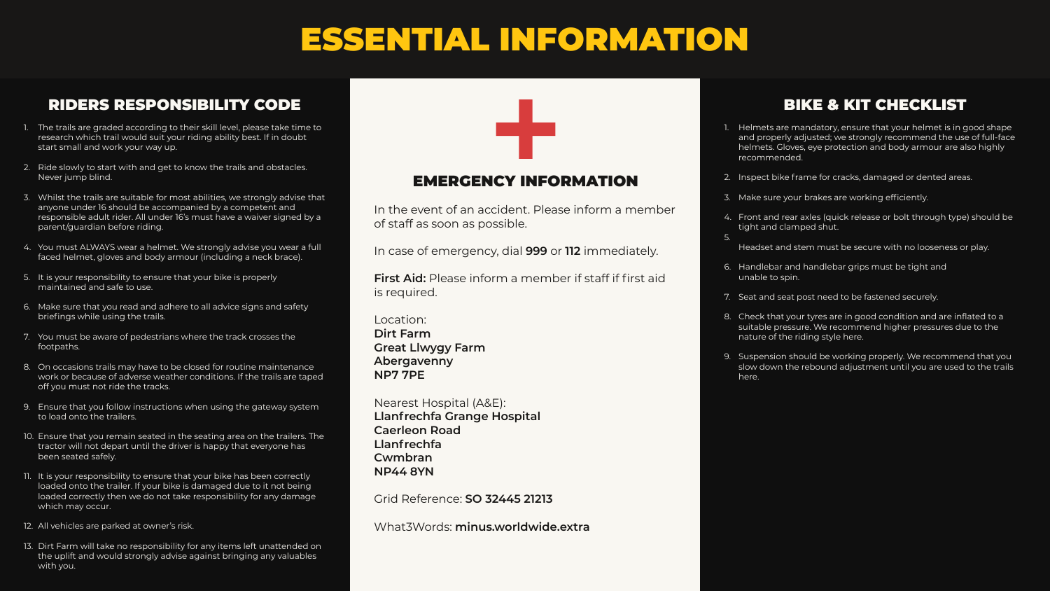# ESSENTIAL INFORMATION

## RIDERS RESPONSIBILITY CODE

1. The trails are graded according to their skill level, please take time to research which trail would suit your riding ability best. If in doubt start small and work your way up.
2. Ride slowly to start with and get to know the trails and obstacles. Never jump blind.
3. Whilst the trails are suitable for most abilities, we strongly advise that anyone under 16 should be accompanied by a competent and responsible adult rider. All under 16's must have a waiver signed by a parent/guardian before riding.
4. You must ALWAYS wear a helmet. We strongly advise you wear a full faced helmet, gloves and body armour (including a neck brace).
5. It is your responsibility to ensure that your bike is properly maintained and safe to use.
6. Make sure that you read and adhere to all advice signs and safety briefings while using the trails.
7. You must be aware of pedestrians where the track crosses the footpaths.
8. On occasions trails may have to be closed for routine maintenance work or because of adverse weather conditions. If the trails are taped off you must not ride the tracks.
9. Ensure that you follow instructions when using the gateway system to load onto the trailers.
10. Ensure that you remain seated in the seating area on the trailers. The tractor will not depart until the driver is happy that everyone has been seated safely.
11. It is your responsibility to ensure that your bike has been correctly loaded onto the trailer. If your bike is damaged due to it not being loaded correctly then we do not take responsibility for any damage which may occur.
12. All vehicles are parked at owner's risk.
13. Dirt Farm will take no responsibility for any items left unattended on the uplift and would strongly advise against bringing any valuables with you.

## EMERGENCY INFORMATION

In the event of an accident. Please inform a member of staff as soon as possible.

In case of emergency, dial **999** or **112** immediately.

**First Aid:** Please inform a member if staff if first aid is required.

Location:
**Dirt Farm**
**Great Llwygy Farm**
**Abergavenny**
**NP7 7PE**

Nearest Hospital (A&E):
**Llanfrechfa Grange Hospital**
**Caerleon Road**
**Llanfrechfa**
**Cwmbran**
**NP44 8YN**

Grid Reference: **SO 32445 21213**

What3Words: **minus.worldwide.extra**

## BIKE & KIT CHECKLIST

1. Helmets are mandatory, ensure that your helmet is in good shape and properly adjusted; we strongly recommend the use of full-face helmets. Gloves, eye protection and body armour are also highly recommended.
2. Inspect bike frame for cracks, damaged or dented areas.
3. Make sure your brakes are working efficiently.
4. Front and rear axles (quick release or bolt through type) should be tight and clamped shut.
5. Headset and stem must be secure with no looseness or play.
6. Handlebar and handlebar grips must be tight and unable to spin.
7. Seat and seat post need to be fastened securely.
8. Check that your tyres are in good condition and are inflated to a suitable pressure. We recommend higher pressures due to the nature of the riding style here.
9. Suspension should be working properly. We recommend that you slow down the rebound adjustment until you are used to the trails here.